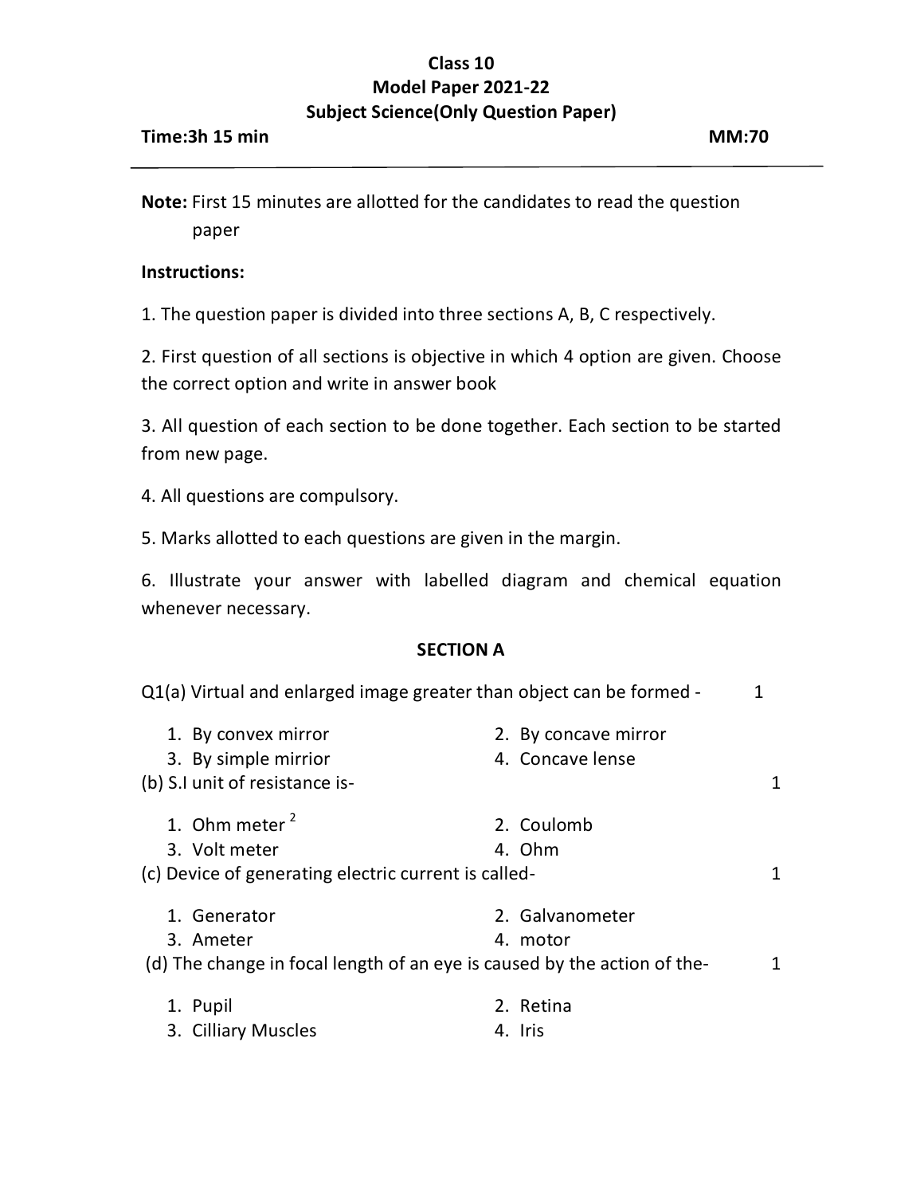# Class 10
# Model Paper 2021-22
# Subject Science(Only Question Paper)

**Time:3h 15 min** **MM:70**

---

**Note:** First 15 minutes are allotted for the candidates to read the question paper

**Instructions:**

1. The question paper is divided into three sections A, B, C respectively.

2. First question of all sections is objective in which 4 option are given. Choose the correct option and write in answer book

3. All question of each section to be done together. Each section to be started from new page.

4. All questions are compulsory.

5. Marks allotted to each questions are given in the margin.

6. Illustrate your answer with labelled diagram and chemical equation whenever necessary.

## SECTION A

Q1(a) Virtual and enlarged image greater than object can be formed - 1

1. By convex mirror
2. By concave mirror
3. By simple mirrior
4. Concave lense

(b) S.I unit of resistance is- 1

1. Ohm meter $^2$
2. Coulomb
3. Volt meter
4. Ohm

(c) Device of generating electric current is called- 1

1. Generator
2. Galvanometer
3. Ameter
4. motor

(d) The change in focal length of an eye is caused by the action of the- 1

1. Pupil
2. Retina
3. Cilliary Muscles
4. Iris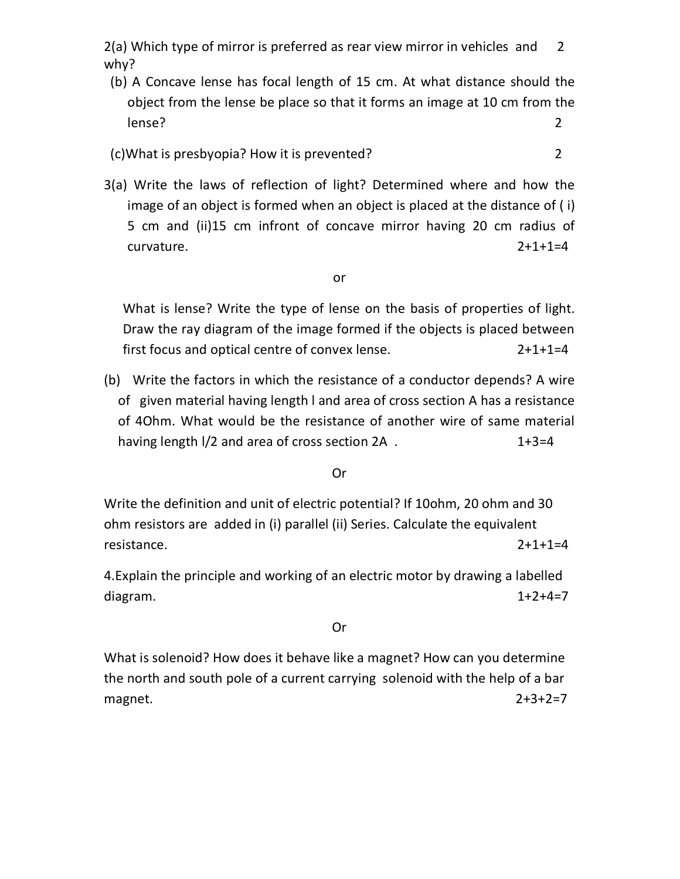2(a) Which type of mirror is preferred as rear view mirror in vehicles and why? 2

(b) A Concave lense has focal length of 15 cm. At what distance should the object from the lense be place so that it forms an image at 10 cm from the lense? 2

(c) What is presbyopia? How it is prevented? 2

3(a) Write the laws of reflection of light? Determined where and how the image of an object is formed when an object is placed at the distance of ( i) 5 cm and (ii)15 cm infront of concave mirror having 20 cm radius of curvature. 2+1+1=4

or

What is lense? Write the type of lense on the basis of properties of light. Draw the ray diagram of the image formed if the objects is placed between first focus and optical centre of convex lense. 2+1+1=4

(b) Write the factors in which the resistance of a conductor depends? A wire of given material having length l and area of cross section A has a resistance of 4Ohm. What would be the resistance of another wire of same material having length l/2 and area of cross section 2A . 1+3=4

Or

Write the definition and unit of electric potential? If 10ohm, 20 ohm and 30 ohm resistors are added in (i) parallel (ii) Series. Calculate the equivalent resistance. 2+1+1=4

4. Explain the principle and working of an electric motor by drawing a labelled diagram. 1+2+4=7

Or

What is solenoid? How does it behave like a magnet? How can you determine the north and south pole of a current carrying solenoid with the help of a bar magnet. 2+3+2=7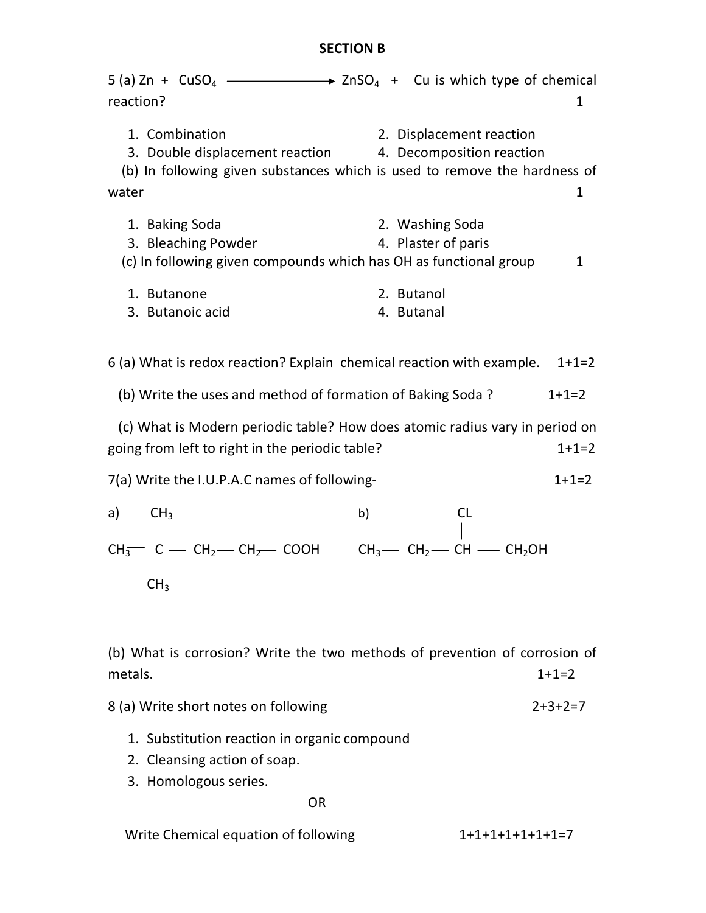## SECTION B

5 (a) $Zn + CuSO_4 \longrightarrow ZnSO_4 + Cu$ is which type of chemical reaction? 1

1. Combination
2. Displacement reaction
3. Double displacement reaction
4. Decomposition reaction

(b) In following given substances which is used to remove the hardness of water 1

1. Baking Soda
2. Washing Soda
3. Bleaching Powder
4. Plaster of paris

(c) In following given compounds which has OH as functional group 1

1. Butanone
2. Butanol
3. Butanoic acid
4. Butanal

6 (a) What is redox reaction? Explain chemical reaction with example. 1+1=2

(b) Write the uses and method of formation of Baking Soda ? 1+1=2

(c) What is Modern periodic table? How does atomic radius vary in period on going from left to right in the periodic table? 1+1=2

7(a) Write the I.U.P.A.C names of following- 1+1=2

a)

```
        CH3
        |
CH3 —   C — CH2 — CH2 — COOH
        |
        CH3
```

b)

```
                     CL
                     |
CH3 — CH2 —  CH — CH2OH
```

(b) What is corrosion? Write the two methods of prevention of corrosion of metals. 1+1=2

8 (a) Write short notes on following 2+3+2=7

1. Substitution reaction in organic compound
2. Cleansing action of soap.
3. Homologous series.

OR

Write Chemical equation of following 1+1+1+1+1+1+1=7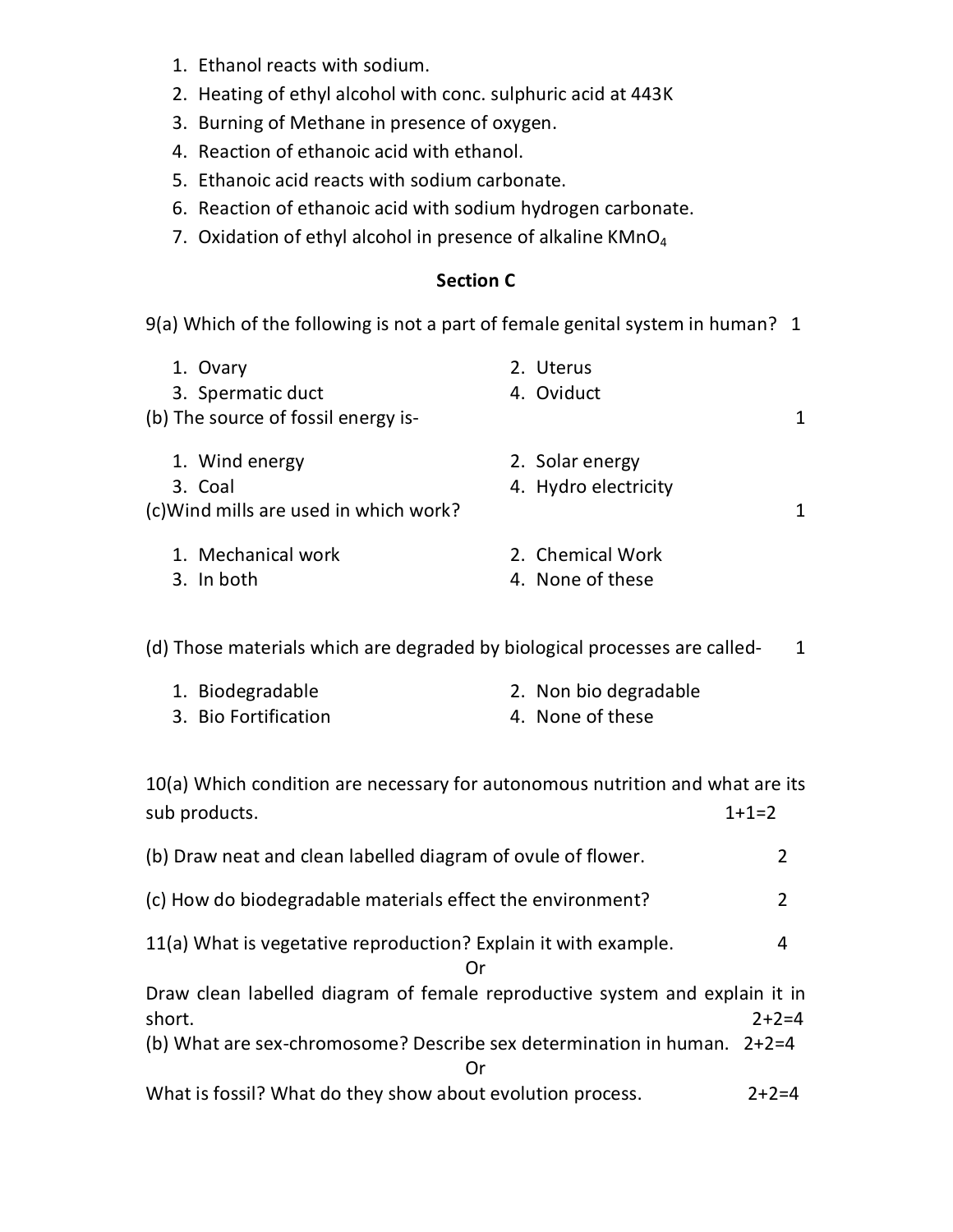1. Ethanol reacts with sodium.
2. Heating of ethyl alcohol with conc. sulphuric acid at 443K
3. Burning of Methane in presence of oxygen.
4. Reaction of ethanoic acid with ethanol.
5. Ethanoic acid reacts with sodium carbonate.
6. Reaction of ethanoic acid with sodium hydrogen carbonate.
7. Oxidation of ethyl alcohol in presence of alkaline $KMnO_4$

## Section C

9(a) Which of the following is not a part of female genital system in human? 1

1. Ovary
2. Uterus
3. Spermatic duct
4. Oviduct

(b) The source of fossil energy is- 1

1. Wind energy
2. Solar energy
3. Coal
4. Hydro electricity

(c)Wind mills are used in which work? 1

1. Mechanical work
2. Chemical Work
3. In both
4. None of these

(d) Those materials which are degraded by biological processes are called- 1

1. Biodegradable
2. Non bio degradable
3. Bio Fortification
4. None of these

10(a) Which condition are necessary for autonomous nutrition and what are its sub products. 1+1=2

(b) Draw neat and clean labelled diagram of ovule of flower. 2

(c) How do biodegradable materials effect the environment? 2

11(a) What is vegetative reproduction? Explain it with example. 4

Or

Draw clean labelled diagram of female reproductive system and explain it in short. 2+2=4

(b) What are sex-chromosome? Describe sex determination in human. 2+2=4

Or

What is fossil? What do they show about evolution process. 2+2=4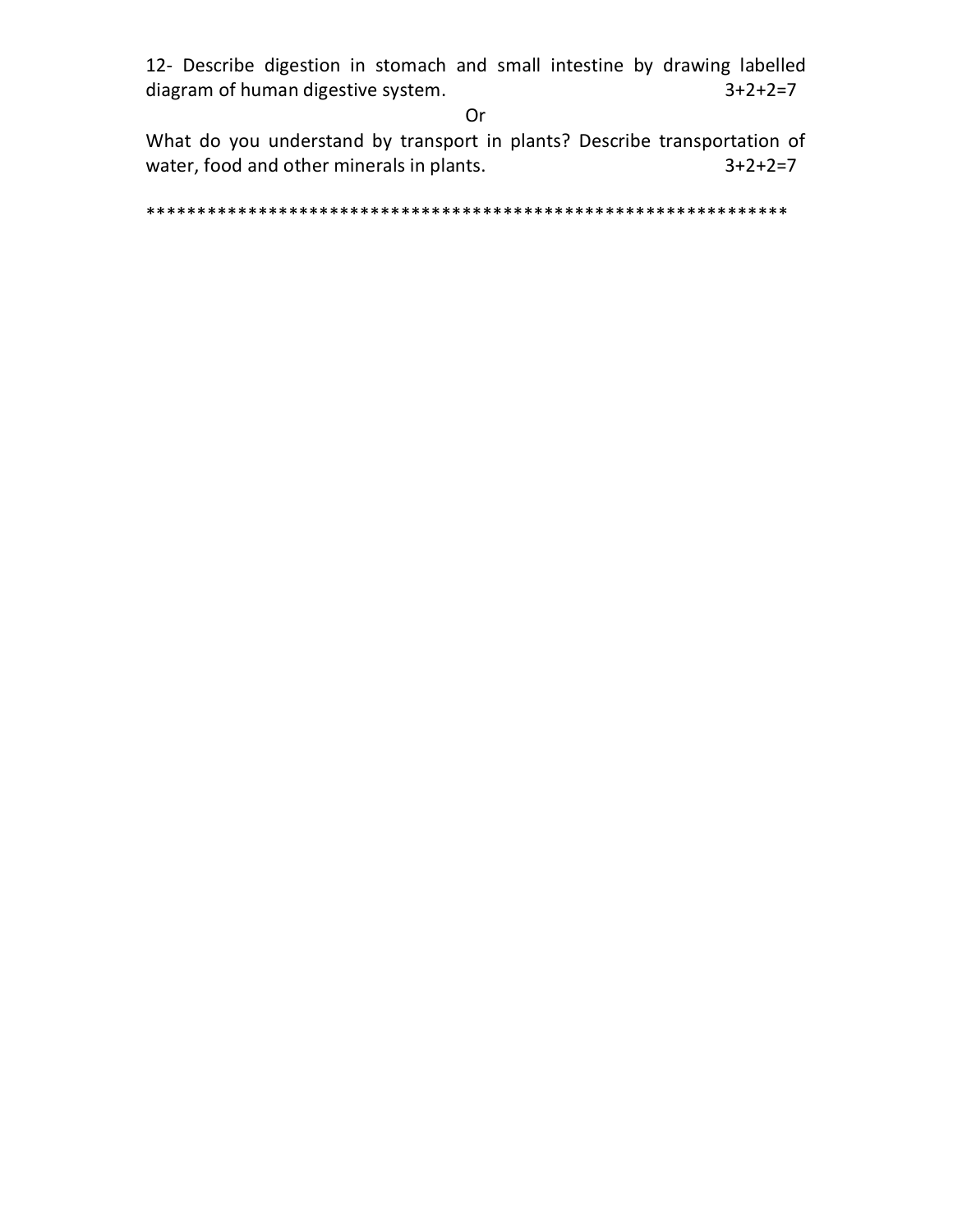12- Describe digestion in stomach and small intestine by drawing labelled diagram of human digestive system. 3+2+2=7

Or

What do you understand by transport in plants? Describe transportation of water, food and other minerals in plants. 3+2+2=7

*****************************************************************